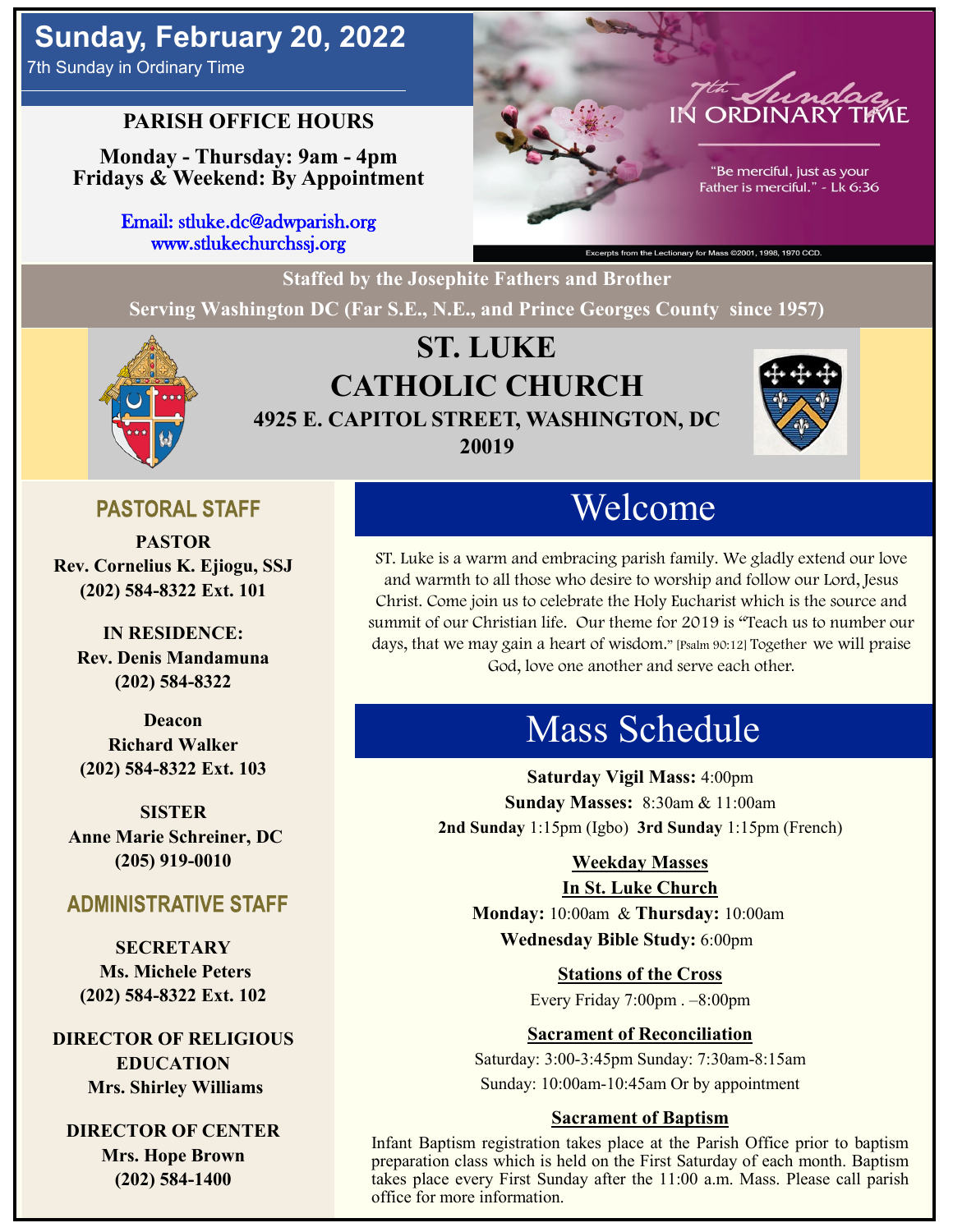# Sunday, February 20, 2022

7th Sunday in Ordinary Time

**PARISH OFFICE HOURS**

**Monday - Thursday: 9am - 4pm**
**Fridays & Weekend: By Appointment**

Email: stluke.dc@adwparish.org
www.stlukechurchssj.org

7th Sunday IN ORDINARY TIME

"Be merciful, just as your Father is merciful." - Lk 6:36

Excerpts from the Lectionary for Mass ©2001, 1998, 1970 CCD.

**Staffed by the Josephite Fathers and Brother**
**Serving Washington DC (Far S.E., N.E., and Prince Georges County since 1957)**

# ST. LUKE CATHOLIC CHURCH

**4925 E. CAPITOL STREET, WASHINGTON, DC 20019**

## PASTORAL STAFF

**PASTOR**
**Rev. Cornelius K. Ejiogu, SSJ**
**(202) 584-8322 Ext. 101**

**IN RESIDENCE:**
**Rev. Denis Mandamuna**
**(202) 584-8322**

**Deacon**
**Richard Walker**
**(202) 584-8322 Ext. 103**

**SISTER**
**Anne Marie Schreiner, DC**
**(205) 919-0010**

## ADMINISTRATIVE STAFF

**SECRETARY**
**Ms. Michele Peters**
**(202) 584-8322 Ext. 102**

**DIRECTOR OF RELIGIOUS EDUCATION**
**Mrs. Shirley Williams**

**DIRECTOR OF CENTER**
**Mrs. Hope Brown**
**(202) 584-1400**

## Welcome

ST. Luke is a warm and embracing parish family. We gladly extend our love and warmth to all those who desire to worship and follow our Lord, Jesus Christ. Come join us to celebrate the Holy Eucharist which is the source and summit of our Christian life. Our theme for 2019 is "Teach us to number our days, that we may gain a heart of wisdom." [Psalm 90:12] Together we will praise God, love one another and serve each other.

## Mass Schedule

**Saturday Vigil Mass:** 4:00pm
**Sunday Masses:** 8:30am & 11:00am
**2nd Sunday** 1:15pm (Igbo) **3rd Sunday** 1:15pm (French)

**Weekday Masses**
**In St. Luke Church**
**Monday:** 10:00am & **Thursday:** 10:00am
**Wednesday Bible Study:** 6:00pm

**Stations of the Cross**
Every Friday 7:00pm . –8:00pm

**Sacrament of Reconciliation**
Saturday: 3:00-3:45pm Sunday: 7:30am-8:15am
Sunday: 10:00am-10:45am Or by appointment

**Sacrament of Baptism**
Infant Baptism registration takes place at the Parish Office prior to baptism preparation class which is held on the First Saturday of each month. Baptism takes place every First Sunday after the 11:00 a.m. Mass. Please call parish office for more information.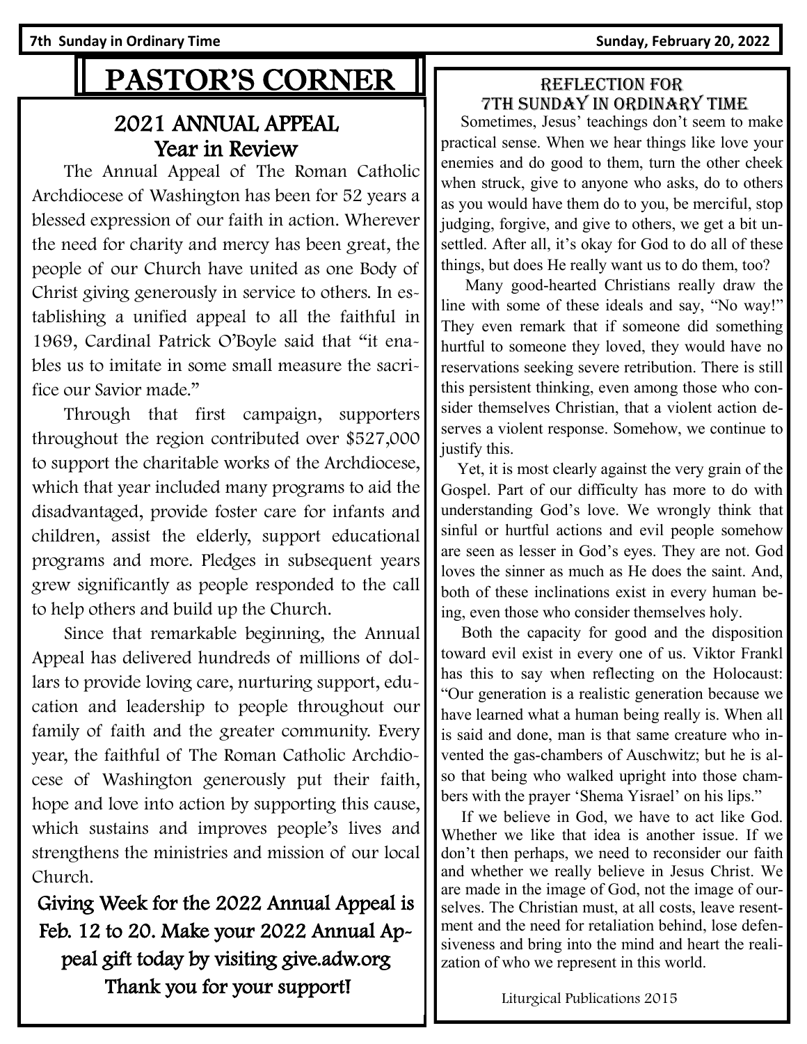# PASTOR'S CORNER

## 2021 ANNUAL APPEAL Year in Review

The Annual Appeal of The Roman Catholic Archdiocese of Washington has been for 52 years a blessed expression of our faith in action. Wherever the need for charity and mercy has been great, the people of our Church have united as one Body of Christ giving generously in service to others. In establishing a unified appeal to all the faithful in 1969, Cardinal Patrick O'Boyle said that "it enables us to imitate in some small measure the sacrifice our Savior made."

Through that first campaign, supporters throughout the region contributed over $527,000 to support the charitable works of the Archdiocese, which that year included many programs to aid the disadvantaged, provide foster care for infants and children, assist the elderly, support educational programs and more. Pledges in subsequent years grew significantly as people responded to the call to help others and build up the Church.

Since that remarkable beginning, the Annual Appeal has delivered hundreds of millions of dollars to provide loving care, nurturing support, education and leadership to people throughout our family of faith and the greater community. Every year, the faithful of The Roman Catholic Archdiocese of Washington generously put their faith, hope and love into action by supporting this cause, which sustains and improves people's lives and strengthens the ministries and mission of our local Church.

**Giving Week for the 2022 Annual Appeal is Feb. 12 to 20. Make your 2022 Annual Appeal gift today by visiting give.adw.org Thank you for your support!**

## Reflection for 7th Sunday in Ordinary Time

Sometimes, Jesus' teachings don't seem to make practical sense. When we hear things like love your enemies and do good to them, turn the other cheek when struck, give to anyone who asks, do to others as you would have them do to you, be merciful, stop judging, forgive, and give to others, we get a bit unsettled. After all, it's okay for God to do all of these things, but does He really want us to do them, too?

Many good-hearted Christians really draw the line with some of these ideals and say, "No way!" They even remark that if someone did something hurtful to someone they loved, they would have no reservations seeking severe retribution. There is still this persistent thinking, even among those who consider themselves Christian, that a violent action deserves a violent response. Somehow, we continue to justify this.

Yet, it is most clearly against the very grain of the Gospel. Part of our difficulty has more to do with understanding God's love. We wrongly think that sinful or hurtful actions and evil people somehow are seen as lesser in God's eyes. They are not. God loves the sinner as much as He does the saint. And, both of these inclinations exist in every human being, even those who consider themselves holy.

Both the capacity for good and the disposition toward evil exist in every one of us. Viktor Frankl has this to say when reflecting on the Holocaust: "Our generation is a realistic generation because we have learned what a human being really is. When all is said and done, man is that same creature who invented the gas-chambers of Auschwitz; but he is also that being who walked upright into those chambers with the prayer 'Shema Yisrael' on his lips."

If we believe in God, we have to act like God. Whether we like that idea is another issue. If we don't then perhaps, we need to reconsider our faith and whether we really believe in Jesus Christ. We are made in the image of God, not the image of ourselves. The Christian must, at all costs, leave resentment and the need for retaliation behind, lose defensiveness and bring into the mind and heart the realization of who we represent in this world.

Liturgical Publications 2015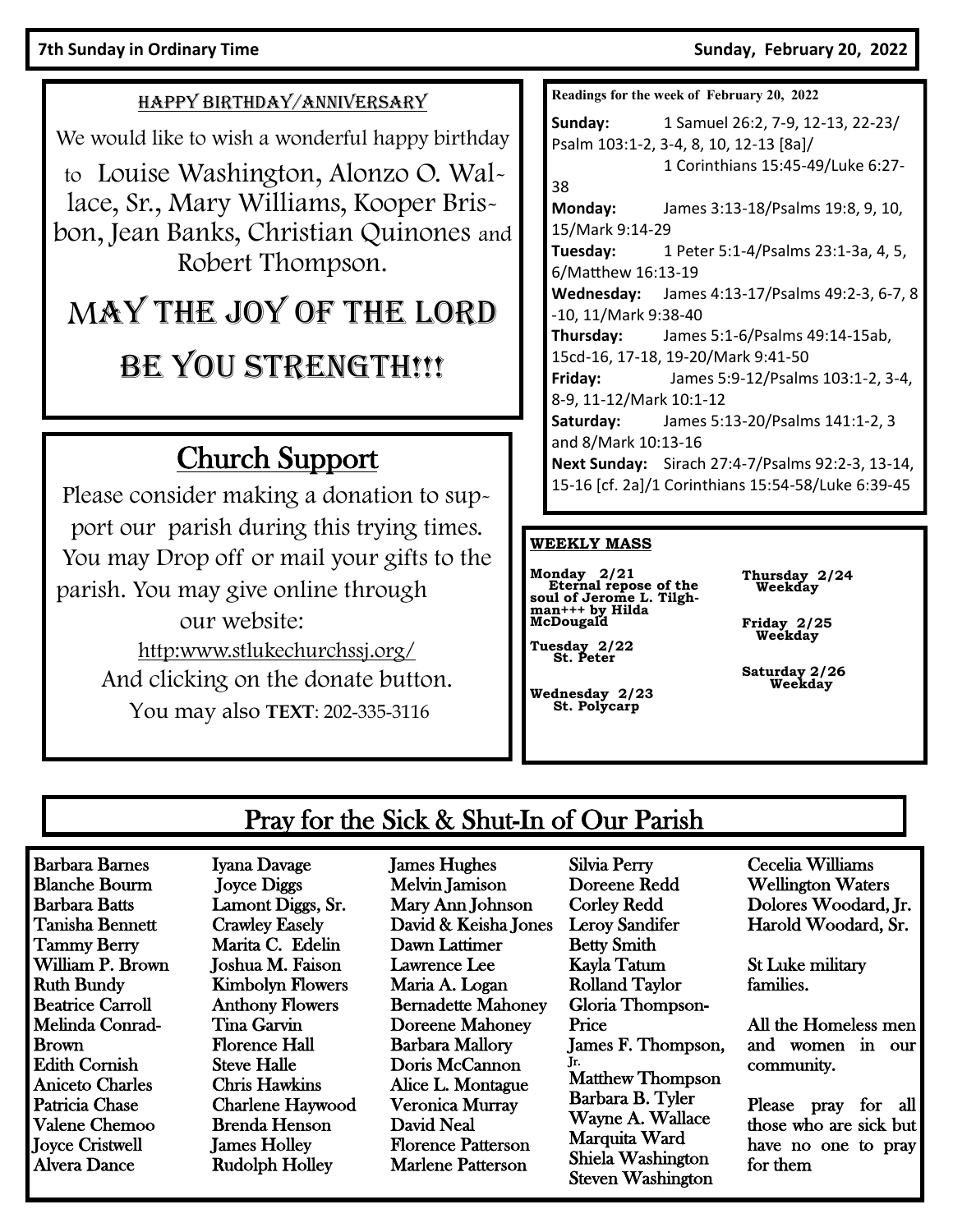**7th Sunday in Ordinary Time** **Sunday, February 20, 2022**

## Happy Birthday/Anniversary

We would like to wish a wonderful happy birthday to Louise Washington, Alonzo O. Wallace, Sr., Mary Williams, Kooper Brisbon, Jean Banks, Christian Quinones and Robert Thompson.

### May the Joy of the Lord Be You Strength!!!

## Church Support

Please consider making a donation to support our parish during this trying times. You may Drop off or mail your gifts to the parish. You may give online through our website:

http:www.stlukechurchssj.org/

And clicking on the donate button.

You may also **TEXT**: 202-335-3116

**Readings for the week of February 20, 2022**

**Sunday:** 1 Samuel 26:2, 7-9, 12-13, 22-23/ Psalm 103:1-2, 3-4, 8, 10, 12-13 [8a]/ 1 Corinthians 15:45-49/Luke 6:27-38

**Monday:** James 3:13-18/Psalms 19:8, 9, 10, 15/Mark 9:14-29

**Tuesday:** 1 Peter 5:1-4/Psalms 23:1-3a, 4, 5, 6/Matthew 16:13-19

**Wednesday:** James 4:13-17/Psalms 49:2-3, 6-7, 8-10, 11/Mark 9:38-40

**Thursday:** James 5:1-6/Psalms 49:14-15ab, 15cd-16, 17-18, 19-20/Mark 9:41-50

**Friday:** James 5:9-12/Psalms 103:1-2, 3-4, 8-9, 11-12/Mark 10:1-12

**Saturday:** James 5:13-20/Psalms 141:1-2, 3 and 8/Mark 10:13-16

**Next Sunday:** Sirach 27:4-7/Psalms 92:2-3, 13-14, 15-16 [cf. 2a]/1 Corinthians 15:54-58/Luke 6:39-45

**WEEKLY MASS**

**Monday 2/21**
Eternal repose of the soul of Jerome L. Tilghman+++ by Hilda McDougald

**Tuesday 2/22**
St. Peter

**Wednesday 2/23**
St. Polycarp

**Thursday 2/24**
Weekday

**Friday 2/25**
Weekday

**Saturday 2/26**
Weekday

## Pray for the Sick & Shut-In of Our Parish

Barbara Barnes
Blanche Bourm
Barbara Batts
Tanisha Bennett
Tammy Berry
William P. Brown
Ruth Bundy
Beatrice Carroll
Melinda Conrad-Brown
Edith Cornish
Aniceto Charles
Patricia Chase
Valene Chemoo
Joyce Cristwell
Alvera Dance
Iyana Davage
Joyce Diggs
Lamont Diggs, Sr.
Crawley Easely
Marita C. Edelin
Joshua M. Faison
Kimbolyn Flowers
Anthony Flowers
Tina Garvin
Florence Hall
Steve Halle
Chris Hawkins
Charlene Haywood
Brenda Henson
James Holley
Rudolph Holley
James Hughes
Melvin Jamison
Mary Ann Johnson
David & Keisha Jones
Dawn Lattimer
Lawrence Lee
Maria A. Logan
Bernadette Mahoney
Doreene Mahoney
Barbara Mallory
Doris McCannon
Alice L. Montague
Veronica Murray
David Neal
Florence Patterson
Marlene Patterson
Silvia Perry
Doreene Redd
Corley Redd
Leroy Sandifer
Betty Smith
Kayla Tatum
Rolland Taylor
Gloria Thompson-Price
James F. Thompson, Jr.
Matthew Thompson
Barbara B. Tyler
Wayne A. Wallace
Marquita Ward
Shiela Washington
Steven Washington
Cecelia Williams
Wellington Waters
Dolores Woodard, Jr.
Harold Woodard, Sr.

St Luke military families.

All the Homeless men and women in our community.

Please pray for all those who are sick but have no one to pray for them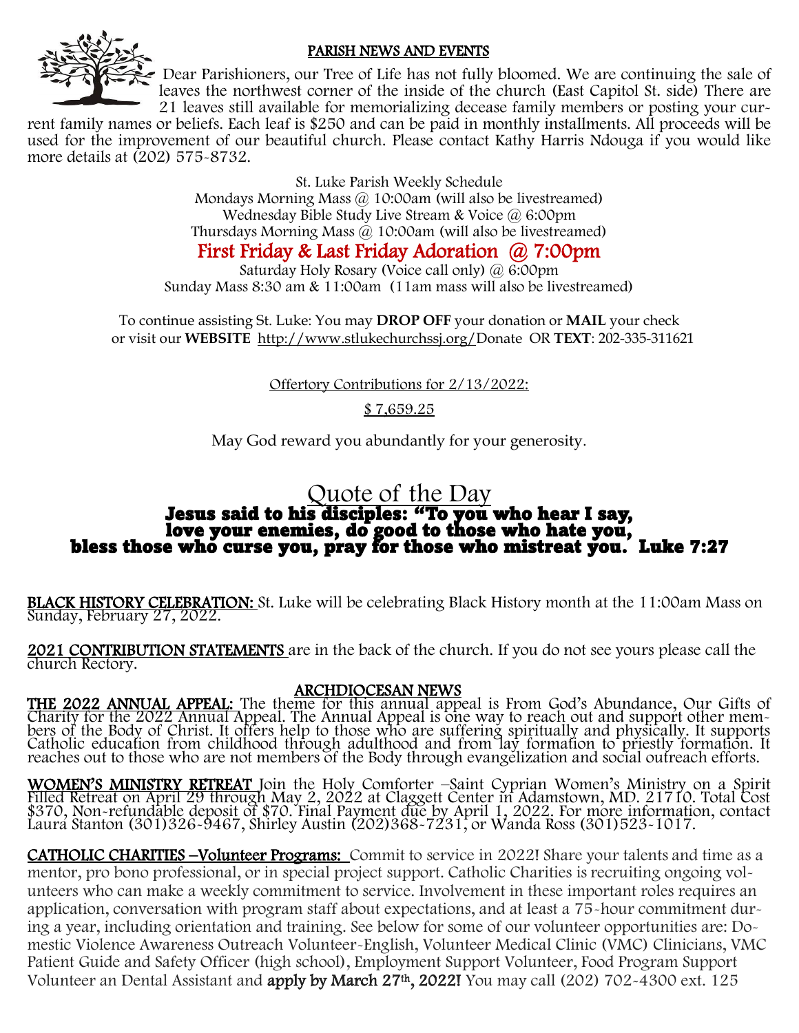## PARISH NEWS AND EVENTS

Dear Parishioners, our Tree of Life has not fully bloomed. We are continuing the sale of leaves the northwest corner of the inside of the church (East Capitol St. side) There are 21 leaves still available for memorializing decease family members or posting your current family names or beliefs. Each leaf is $250 and can be paid in monthly installments. All proceeds will be used for the improvement of our beautiful church. Please contact Kathy Harris Ndouga if you would like more details at (202) 575-8732.

St. Luke Parish Weekly Schedule
Mondays Morning Mass @ 10:00am (will also be livestreamed)
Wednesday Bible Study Live Stream & Voice @ 6:00pm
Thursdays Morning Mass @ 10:00am (will also be livestreamed)

**First Friday & Last Friday Adoration @ 7:00pm**

Saturday Holy Rosary (Voice call only) @ 6:00pm
Sunday Mass 8:30 am & 11:00am (11am mass will also be livestreamed)

To continue assisting St. Luke: You may **DROP OFF** your donation or **MAIL** your check or visit our **WEBSITE** http://www.stlukechurchssj.org/Donate OR **TEXT**: 202-335-311621

Offertory Contributions for 2/13/2022:

$ 7,659.25

May God reward you abundantly for your generosity.

## Quote of the Day

**Jesus said to his disciples: "To you who hear I say, love your enemies, do good to those who hate you, bless those who curse you, pray for those who mistreat you. Luke 7:27**

**BLACK HISTORY CELEBRATION:** St. Luke will be celebrating Black History month at the 11:00am Mass on Sunday, February 27, 2022.

**2021 CONTRIBUTION STATEMENTS** are in the back of the church. If you do not see yours please call the church Rectory.

## ARCHDIOCESAN NEWS

**THE 2022 ANNUAL APPEAL:** The theme for this annual appeal is From God's Abundance, Our Gifts of Charity for the 2022 Annual Appeal. The Annual Appeal is one way to reach out and support other members of the Body of Christ. It offers help to those who are suffering spiritually and physically. It supports Catholic education from childhood through adulthood and from lay formation to priestly formation. It reaches out to those who are not members of the Body through evangelization and social outreach efforts.

**WOMEN'S MINISTRY RETREAT** Join the Holy Comforter –Saint Cyprian Women's Ministry on a Spirit Filled Retreat on April 29 through May 2, 2022 at Claggett Center in Adamstown, MD. 21710. Total Cost $370, Non-refundable deposit of $70. Final Payment due by April 1, 2022. For more information, contact Laura Stanton (301)326-9467, Shirley Austin (202)368-7231, or Wanda Ross (301)523-1017.

**CATHOLIC CHARITIES –Volunteer Programs:** Commit to service in 2022! Share your talents and time as a mentor, pro bono professional, or in special project support. Catholic Charities is recruiting ongoing volunteers who can make a weekly commitment to service. Involvement in these important roles requires an application, conversation with program staff about expectations, and at least a 75-hour commitment during a year, including orientation and training. See below for some of our volunteer opportunities are: Domestic Violence Awareness Outreach Volunteer-English, Volunteer Medical Clinic (VMC) Clinicians, VMC Patient Guide and Safety Officer (high school), Employment Support Volunteer, Food Program Support Volunteer an Dental Assistant and **apply by March 27th, 2022!** You may call (202) 702-4300 ext. 125